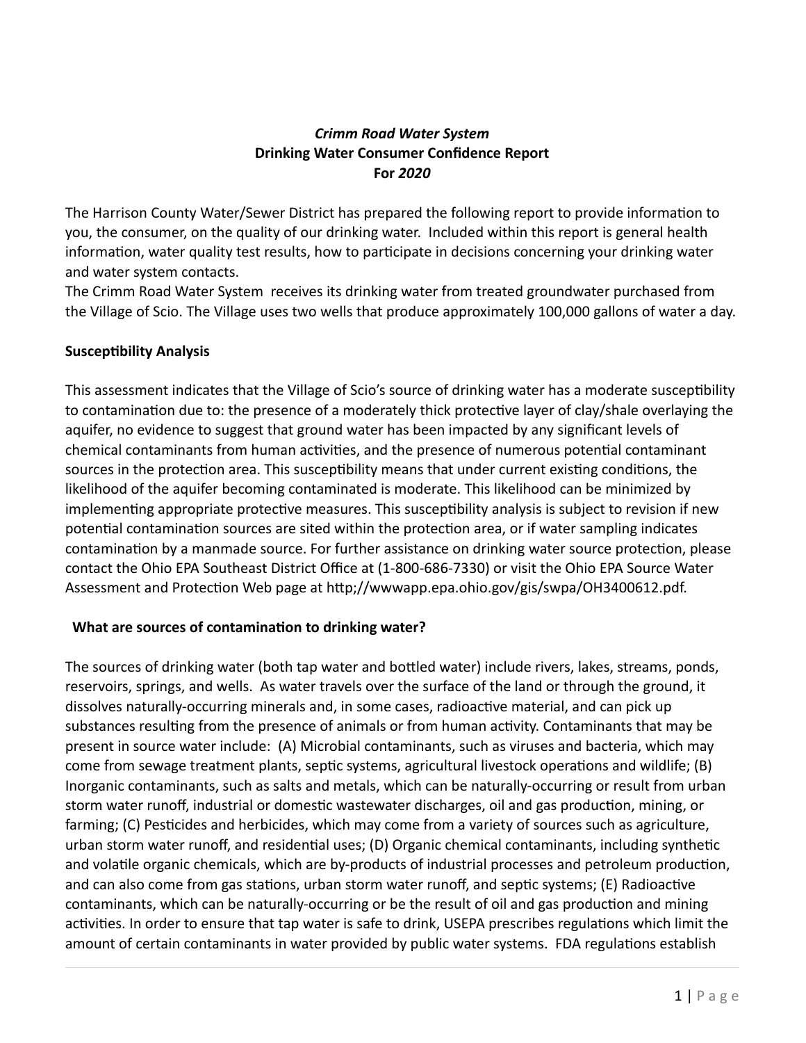***Crimm Road Water System*
Drinking Water Consumer Confidence Report
For *2020***

The Harrison County Water/Sewer District has prepared the following report to provide information to you, the consumer, on the quality of our drinking water. Included within this report is general health information, water quality test results, how to participate in decisions concerning your drinking water and water system contacts.
The Crimm Road Water System receives its drinking water from treated groundwater purchased from the Village of Scio. The Village uses two wells that produce approximately 100,000 gallons of water a day.

**Susceptibility Analysis**

This assessment indicates that the Village of Scio's source of drinking water has a moderate susceptibility to contamination due to: the presence of a moderately thick protective layer of clay/shale overlaying the aquifer, no evidence to suggest that ground water has been impacted by any significant levels of chemical contaminants from human activities, and the presence of numerous potential contaminant sources in the protection area. This susceptibility means that under current existing conditions, the likelihood of the aquifer becoming contaminated is moderate. This likelihood can be minimized by implementing appropriate protective measures. This susceptibility analysis is subject to revision if new potential contamination sources are sited within the protection area, or if water sampling indicates contamination by a manmade source. For further assistance on drinking water source protection, please contact the Ohio EPA Southeast District Office at (1-800-686-7330) or visit the Ohio EPA Source Water Assessment and Protection Web page at http;//wwwapp.epa.ohio.gov/gis/swpa/OH3400612.pdf.

**What are sources of contamination to drinking water?**

The sources of drinking water (both tap water and bottled water) include rivers, lakes, streams, ponds, reservoirs, springs, and wells. As water travels over the surface of the land or through the ground, it dissolves naturally-occurring minerals and, in some cases, radioactive material, and can pick up substances resulting from the presence of animals or from human activity. Contaminants that may be present in source water include: (A) Microbial contaminants, such as viruses and bacteria, which may come from sewage treatment plants, septic systems, agricultural livestock operations and wildlife; (B) Inorganic contaminants, such as salts and metals, which can be naturally-occurring or result from urban storm water runoff, industrial or domestic wastewater discharges, oil and gas production, mining, or farming; (C) Pesticides and herbicides, which may come from a variety of sources such as agriculture, urban storm water runoff, and residential uses; (D) Organic chemical contaminants, including synthetic and volatile organic chemicals, which are by-products of industrial processes and petroleum production, and can also come from gas stations, urban storm water runoff, and septic systems; (E) Radioactive contaminants, which can be naturally-occurring or be the result of oil and gas production and mining activities. In order to ensure that tap water is safe to drink, USEPA prescribes regulations which limit the amount of certain contaminants in water provided by public water systems. FDA regulations establish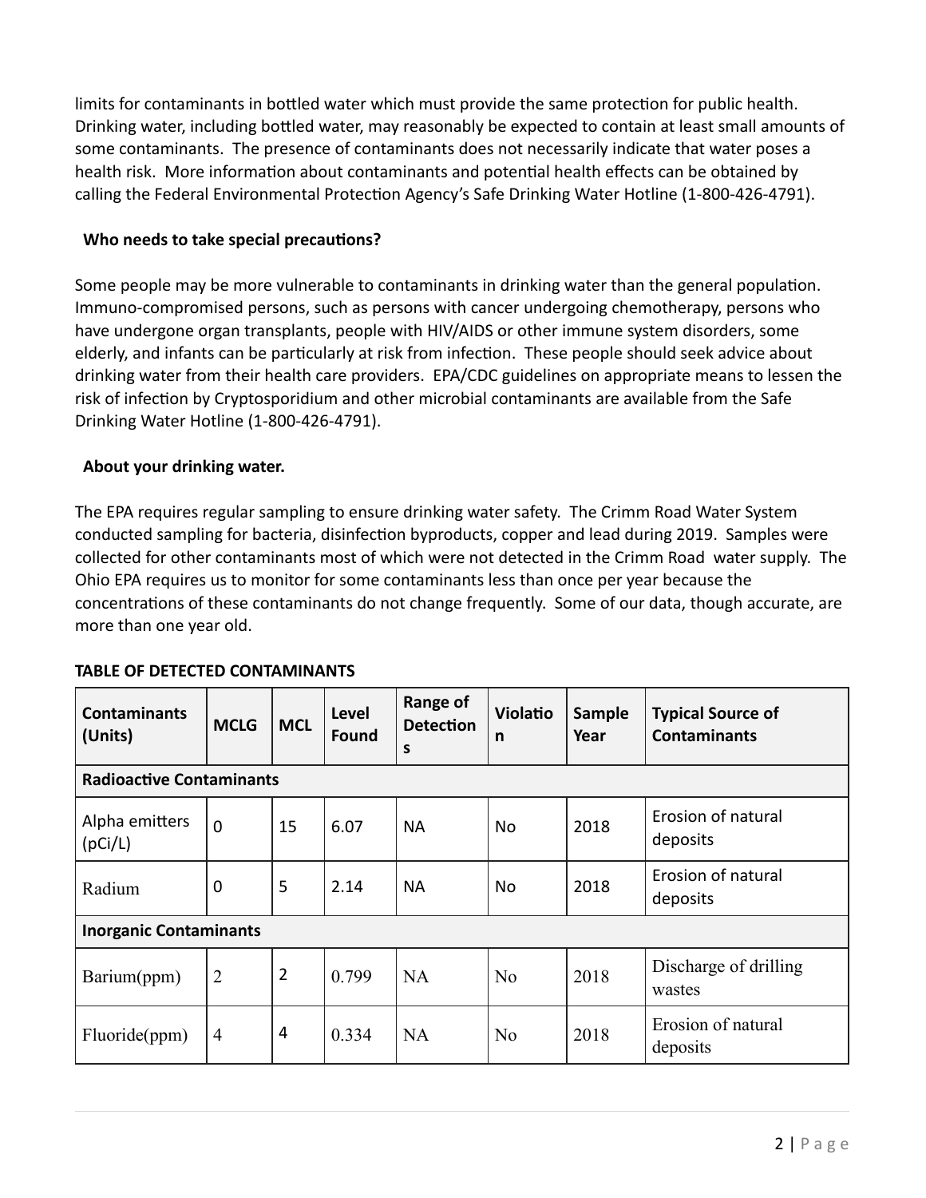limits for contaminants in bottled water which must provide the same protection for public health. Drinking water, including bottled water, may reasonably be expected to contain at least small amounts of some contaminants. The presence of contaminants does not necessarily indicate that water poses a health risk. More information about contaminants and potential health effects can be obtained by calling the Federal Environmental Protection Agency's Safe Drinking Water Hotline (1-800-426-4791).

### Who needs to take special precautions?

Some people may be more vulnerable to contaminants in drinking water than the general population. Immuno-compromised persons, such as persons with cancer undergoing chemotherapy, persons who have undergone organ transplants, people with HIV/AIDS or other immune system disorders, some elderly, and infants can be particularly at risk from infection. These people should seek advice about drinking water from their health care providers. EPA/CDC guidelines on appropriate means to lessen the risk of infection by Cryptosporidium and other microbial contaminants are available from the Safe Drinking Water Hotline (1-800-426-4791).

### About your drinking water.

The EPA requires regular sampling to ensure drinking water safety. The Crimm Road Water System conducted sampling for bacteria, disinfection byproducts, copper and lead during 2019. Samples were collected for other contaminants most of which were not detected in the Crimm Road water supply. The Ohio EPA requires us to monitor for some contaminants less than once per year because the concentrations of these contaminants do not change frequently. Some of our data, though accurate, are more than one year old.

**TABLE OF DETECTED CONTAMINANTS**

| Contaminants (Units) | MCLG | MCL | Level Found | Range of Detections | Violation | Sample Year | Typical Source of Contaminants |
|---|---|---|---|---|---|---|---|
| **Radioactive Contaminants** | | | | | | | |
| Alpha emitters (pCi/L) | 0 | 15 | 6.07 | NA | No | 2018 | Erosion of natural deposits |
| Radium | 0 | 5 | 2.14 | NA | No | 2018 | Erosion of natural deposits |
| **Inorganic Contaminants** | | | | | | | |
| Barium(ppm) | 2 | 2 | 0.799 | NA | No | 2018 | Discharge of drilling wastes |
| Fluoride(ppm) | 4 | 4 | 0.334 | NA | No | 2018 | Erosion of natural deposits |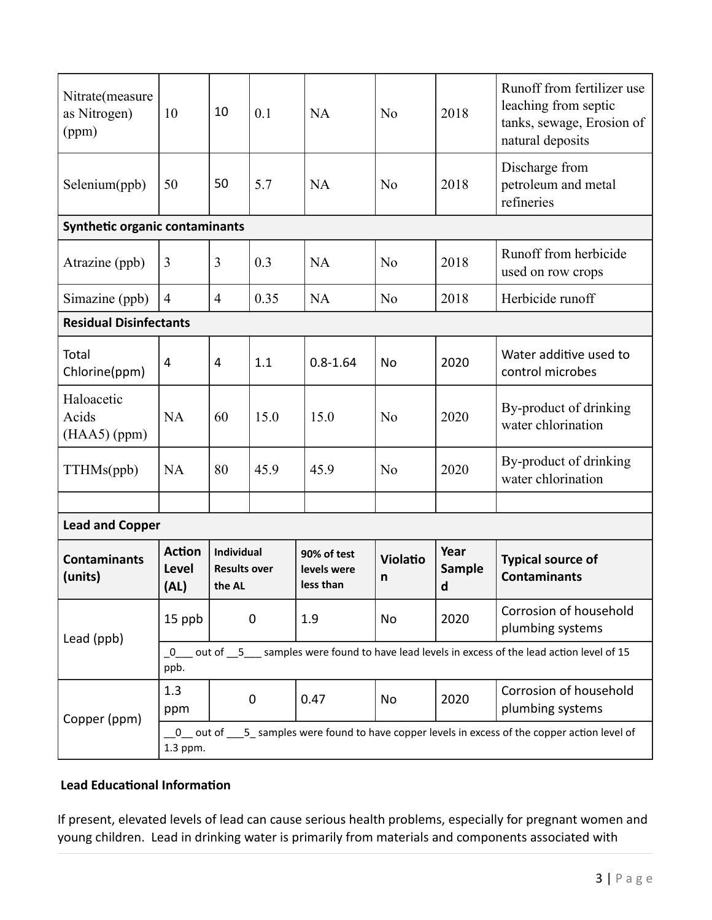| | | | | | | | |
|---|---|---|---|---|---|---|---|
| Nitrate(measure as Nitrogen) (ppm) | 10 | 10 | 0.1 | NA | No | 2018 | Runoff from fertilizer use leaching from septic tanks, sewage, Erosion of natural deposits |
| Selenium(ppb) | 50 | 50 | 5.7 | NA | No | 2018 | Discharge from petroleum and metal refineries |
| **Synthetic organic contaminants** | | | | | | | |
| Atrazine (ppb) | 3 | 3 | 0.3 | NA | No | 2018 | Runoff from herbicide used on row crops |
| Simazine (ppb) | 4 | 4 | 0.35 | NA | No | 2018 | Herbicide runoff |
| **Residual Disinfectants** | | | | | | | |
| Total Chlorine(ppm) | 4 | 4 | 1.1 | 0.8-1.64 | No | 2020 | Water additive used to control microbes |
| Haloacetic Acids (HAA5) (ppm) | NA | 60 | 15.0 | 15.0 | No | 2020 | By-product of drinking water chlorination |
| TTHMs(ppb) | NA | 80 | 45.9 | 45.9 | No | 2020 | By-product of drinking water chlorination |
| | | | | | | | |

**Lead and Copper**

| Contaminants (units) | Action Level (AL) | Individual Results over the AL | 90% of test levels were less than | Violation | Year Sampled | Typical source of Contaminants |
|---|---|---|---|---|---|---|
| Lead (ppb) | 15 ppb | 0 | 1.9 | No | 2020 | Corrosion of household plumbing systems |
| | _0___ out of __5___ samples were found to have lead levels in excess of the lead action level of 15 ppb. | | | | | |
| Copper (ppm) | 1.3 ppm | 0 | 0.47 | No | 2020 | Corrosion of household plumbing systems |
| | __0__ out of ___5_ samples were found to have copper levels in excess of the copper action level of 1.3 ppm. | | | | | |

**Lead Educational Information**

If present, elevated levels of lead can cause serious health problems, especially for pregnant women and young children. Lead in drinking water is primarily from materials and components associated with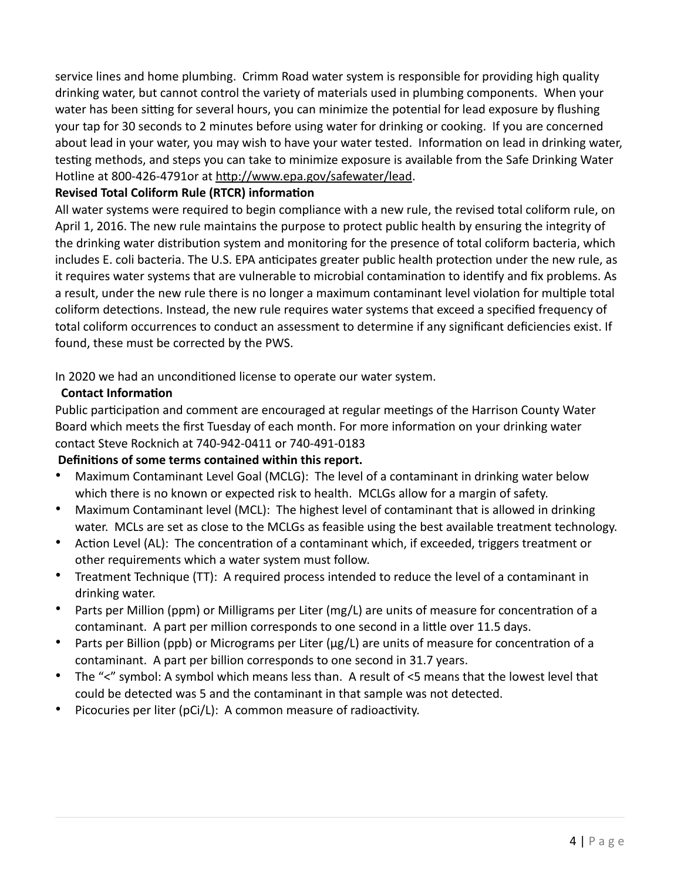service lines and home plumbing. Crimm Road water system is responsible for providing high quality drinking water, but cannot control the variety of materials used in plumbing components. When your water has been sitting for several hours, you can minimize the potential for lead exposure by flushing your tap for 30 seconds to 2 minutes before using water for drinking or cooking. If you are concerned about lead in your water, you may wish to have your water tested. Information on lead in drinking water, testing methods, and steps you can take to minimize exposure is available from the Safe Drinking Water Hotline at 800-426-4791or at http://www.epa.gov/safewater/lead.

**Revised Total Coliform Rule (RTCR) information**

All water systems were required to begin compliance with a new rule, the revised total coliform rule, on April 1, 2016. The new rule maintains the purpose to protect public health by ensuring the integrity of the drinking water distribution system and monitoring for the presence of total coliform bacteria, which includes E. coli bacteria. The U.S. EPA anticipates greater public health protection under the new rule, as it requires water systems that are vulnerable to microbial contamination to identify and fix problems. As a result, under the new rule there is no longer a maximum contaminant level violation for multiple total coliform detections. Instead, the new rule requires water systems that exceed a specified frequency of total coliform occurrences to conduct an assessment to determine if any significant deficiencies exist. If found, these must be corrected by the PWS.

In 2020 we had an unconditioned license to operate our water system.

**Contact Information**

Public participation and comment are encouraged at regular meetings of the Harrison County Water Board which meets the first Tuesday of each month. For more information on your drinking water contact Steve Rocknich at 740-942-0411 or 740-491-0183

**Definitions of some terms contained within this report.**

- Maximum Contaminant Level Goal (MCLG): The level of a contaminant in drinking water below which there is no known or expected risk to health. MCLGs allow for a margin of safety.
- Maximum Contaminant level (MCL): The highest level of contaminant that is allowed in drinking water. MCLs are set as close to the MCLGs as feasible using the best available treatment technology.
- Action Level (AL): The concentration of a contaminant which, if exceeded, triggers treatment or other requirements which a water system must follow.
- Treatment Technique (TT): A required process intended to reduce the level of a contaminant in drinking water.
- Parts per Million (ppm) or Milligrams per Liter (mg/L) are units of measure for concentration of a contaminant. A part per million corresponds to one second in a little over 11.5 days.
- Parts per Billion (ppb) or Micrograms per Liter (µg/L) are units of measure for concentration of a contaminant. A part per billion corresponds to one second in 31.7 years.
- The "<" symbol: A symbol which means less than. A result of <5 means that the lowest level that could be detected was 5 and the contaminant in that sample was not detected.
- Picocuries per liter (pCi/L): A common measure of radioactivity.